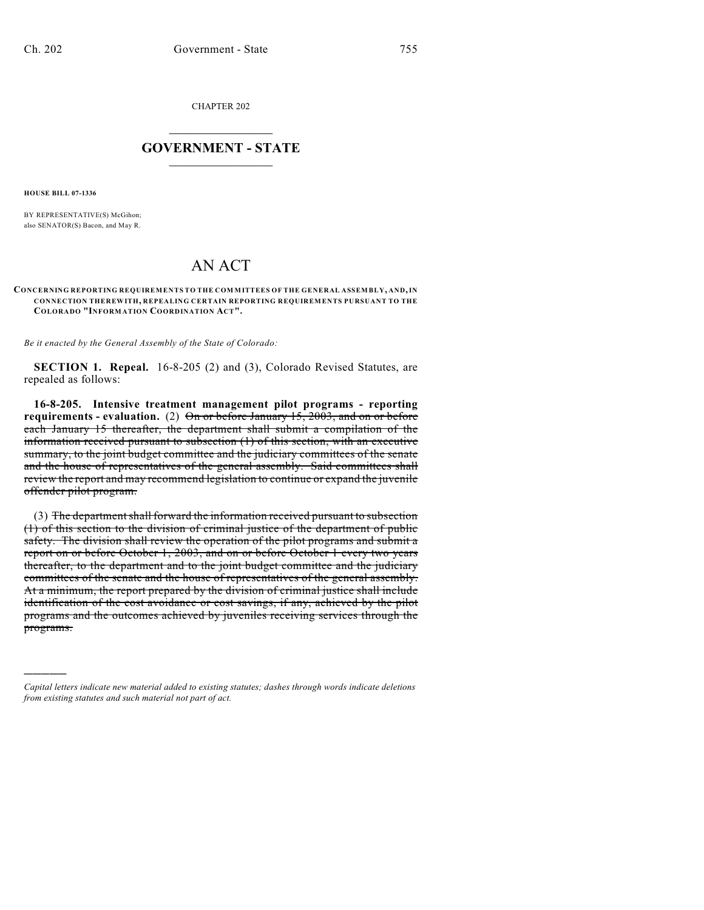CHAPTER 202

# GOVERNMENT - STATE

**HOUSE BILL 07-1336**

BY REPRESENTATIVE(S) McGihon;
also SENATOR(S) Bacon, and May R.

# AN ACT

**CONCERNING REPORTING REQUIREMENTS TO THE COMMITTEES OF THE GENERAL ASSEMBLY, AND, IN CONNECTION THEREWITH, REPEALING CERTAIN REPORTING REQUIREMENTS PURSUANT TO THE COLORADO "INFORMATION COORDINATION ACT".**

*Be it enacted by the General Assembly of the State of Colorado:*

**SECTION 1. Repeal.** 16-8-205 (2) and (3), Colorado Revised Statutes, are repealed as follows:

**16-8-205. Intensive treatment management pilot programs - reporting requirements - evaluation.** (2) ~~On or before January 15, 2003, and on or before each January 15 thereafter, the department shall submit a compilation of the information received pursuant to subsection (1) of this section, with an executive summary, to the joint budget committee and the judiciary committees of the senate and the house of representatives of the general assembly. Said committees shall review the report and may recommend legislation to continue or expand the juvenile offender pilot program.~~

(3) ~~The department shall forward the information received pursuant to subsection (1) of this section to the division of criminal justice of the department of public safety. The division shall review the operation of the pilot programs and submit a report on or before October 1, 2003, and on or before October 1 every two years thereafter, to the department and to the joint budget committee and the judiciary committees of the senate and the house of representatives of the general assembly. At a minimum, the report prepared by the division of criminal justice shall include identification of the cost avoidance or cost savings, if any, achieved by the pilot programs and the outcomes achieved by juveniles receiving services through the programs.~~

---

*Capital letters indicate new material added to existing statutes; dashes through words indicate deletions from existing statutes and such material not part of act.*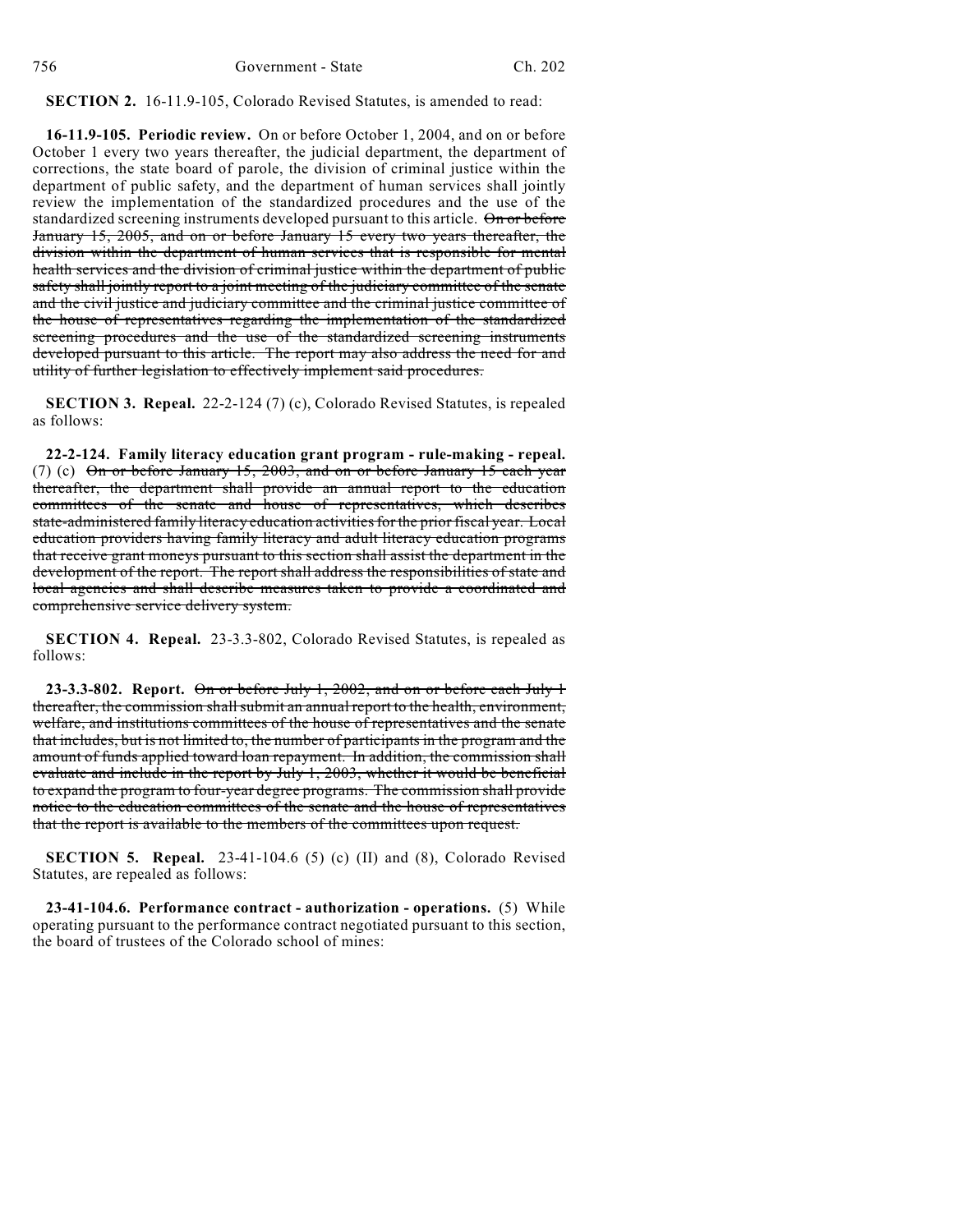**SECTION 2.** 16-11.9-105, Colorado Revised Statutes, is amended to read:

**16-11.9-105. Periodic review.** On or before October 1, 2004, and on or before October 1 every two years thereafter, the judicial department, the department of corrections, the state board of parole, the division of criminal justice within the department of public safety, and the department of human services shall jointly review the implementation of the standardized procedures and the use of the standardized screening instruments developed pursuant to this article. ~~On or before January 15, 2005, and on or before January 15 every two years thereafter, the division within the department of human services that is responsible for mental health services and the division of criminal justice within the department of public safety shall jointly report to a joint meeting of the judiciary committee of the senate and the civil justice and judiciary committee and the criminal justice committee of the house of representatives regarding the implementation of the standardized screening procedures and the use of the standardized screening instruments developed pursuant to this article. The report may also address the need for and utility of further legislation to effectively implement said procedures.~~

**SECTION 3. Repeal.** 22-2-124 (7) (c), Colorado Revised Statutes, is repealed as follows:

**22-2-124. Family literacy education grant program - rule-making - repeal.** (7) (c) ~~On or before January 15, 2003, and on or before January 15 each year thereafter, the department shall provide an annual report to the education committees of the senate and house of representatives, which describes state-administered family literacy education activities for the prior fiscal year. Local education providers having family literacy and adult literacy education programs that receive grant moneys pursuant to this section shall assist the department in the development of the report. The report shall address the responsibilities of state and local agencies and shall describe measures taken to provide a coordinated and comprehensive service delivery system.~~

**SECTION 4. Repeal.** 23-3.3-802, Colorado Revised Statutes, is repealed as follows:

**23-3.3-802. Report.** ~~On or before July 1, 2002, and on or before each July 1 thereafter, the commission shall submit an annual report to the health, environment, welfare, and institutions committees of the house of representatives and the senate that includes, but is not limited to, the number of participants in the program and the amount of funds applied toward loan repayment. In addition, the commission shall evaluate and include in the report by July 1, 2003, whether it would be beneficial to expand the program to four-year degree programs. The commission shall provide notice to the education committees of the senate and the house of representatives that the report is available to the members of the committees upon request.~~

**SECTION 5. Repeal.** 23-41-104.6 (5) (c) (II) and (8), Colorado Revised Statutes, are repealed as follows:

**23-41-104.6. Performance contract - authorization - operations.** (5) While operating pursuant to the performance contract negotiated pursuant to this section, the board of trustees of the Colorado school of mines: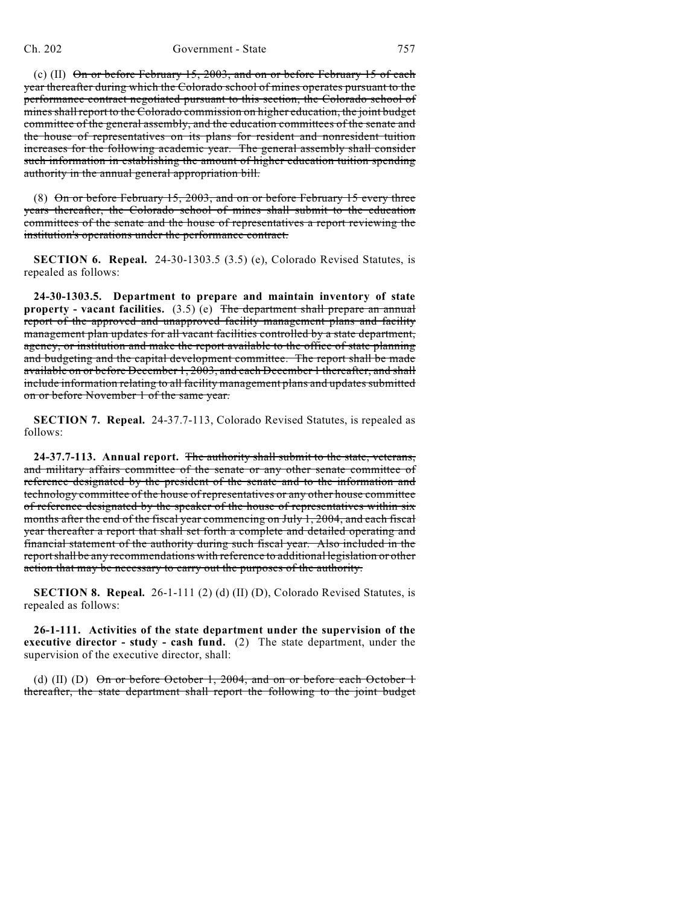(c) (II) ~~On or before February 15, 2003, and on or before February 15 of each year thereafter during which the Colorado school of mines operates pursuant to the performance contract negotiated pursuant to this section, the Colorado school of mines shall report to the Colorado commission on higher education, the joint budget committee of the general assembly, and the education committees of the senate and the house of representatives on its plans for resident and nonresident tuition increases for the following academic year. The general assembly shall consider such information in establishing the amount of higher education tuition spending authority in the annual general appropriation bill.~~

(8) ~~On or before February 15, 2003, and on or before February 15 every three years thereafter, the Colorado school of mines shall submit to the education committees of the senate and the house of representatives a report reviewing the institution's operations under the performance contract.~~

**SECTION 6. Repeal.** 24-30-1303.5 (3.5) (e), Colorado Revised Statutes, is repealed as follows:

**24-30-1303.5. Department to prepare and maintain inventory of state property - vacant facilities.** (3.5) (e) ~~The department shall prepare an annual report of the approved and unapproved facility management plans and facility management plan updates for all vacant facilities controlled by a state department, agency, or institution and make the report available to the office of state planning and budgeting and the capital development committee. The report shall be made available on or before December 1, 2003, and each December 1 thereafter, and shall include information relating to all facility management plans and updates submitted on or before November 1 of the same year.~~

**SECTION 7. Repeal.** 24-37.7-113, Colorado Revised Statutes, is repealed as follows:

**24-37.7-113. Annual report.** ~~The authority shall submit to the state, veterans, and military affairs committee of the senate or any other senate committee of reference designated by the president of the senate and to the information and technology committee of the house of representatives or any other house committee of reference designated by the speaker of the house of representatives within six months after the end of the fiscal year commencing on July 1, 2004, and each fiscal year thereafter a report that shall set forth a complete and detailed operating and financial statement of the authority during such fiscal year. Also included in the report shall be any recommendations with reference to additional legislation or other action that may be necessary to carry out the purposes of the authority.~~

**SECTION 8. Repeal.** 26-1-111 (2) (d) (II) (D), Colorado Revised Statutes, is repealed as follows:

**26-1-111. Activities of the state department under the supervision of the executive director - study - cash fund.** (2) The state department, under the supervision of the executive director, shall:

(d) (II) (D) ~~On or before October 1, 2004, and on or before each October 1 thereafter, the state department shall report the following to the joint budget~~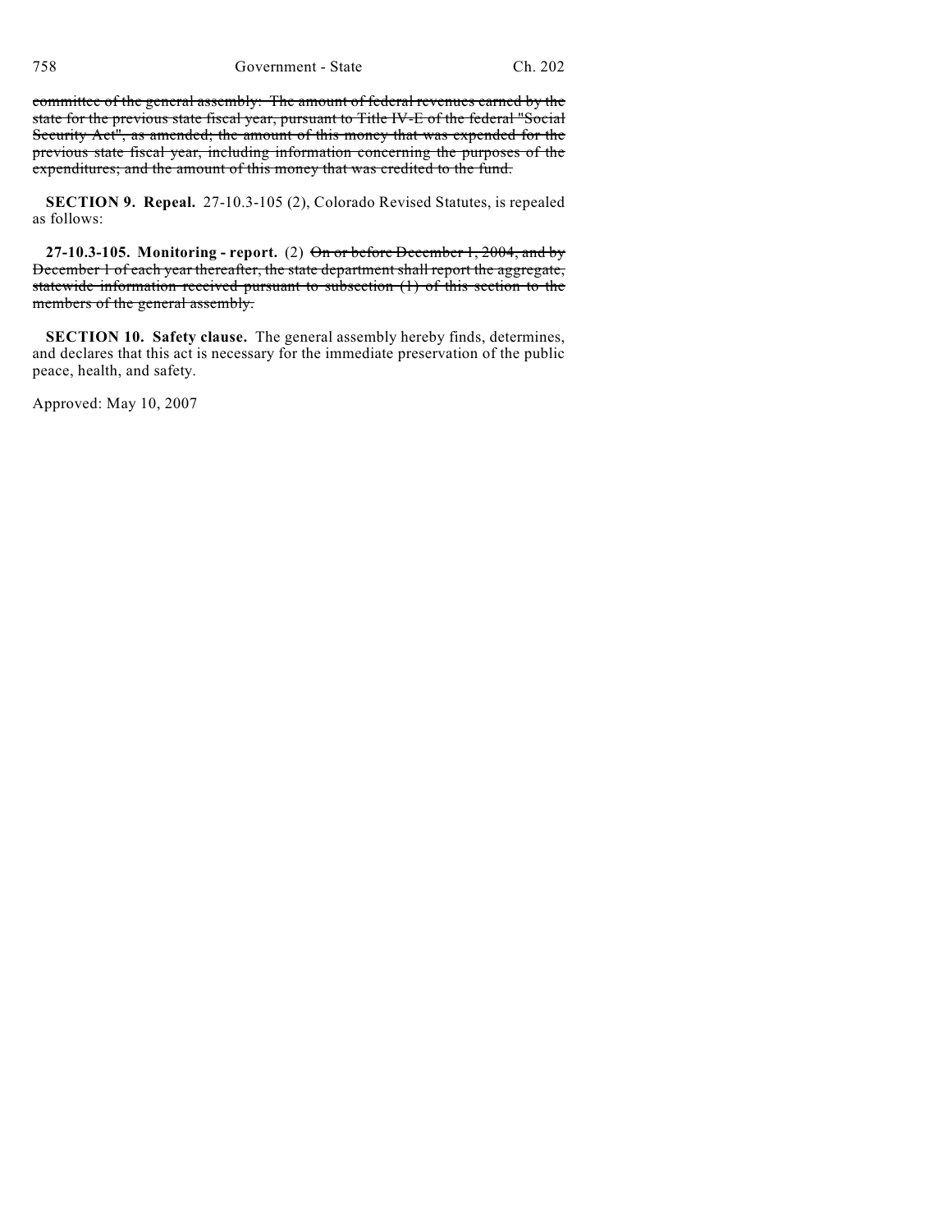~~committee of the general assembly: The amount of federal revenues earned by the state for the previous state fiscal year, pursuant to Title IV-E of the federal "Social Security Act", as amended; the amount of this money that was expended for the previous state fiscal year, including information concerning the purposes of the expenditures; and the amount of this money that was credited to the fund.~~

**SECTION 9. Repeal.** 27-10.3-105 (2), Colorado Revised Statutes, is repealed as follows:

**27-10.3-105. Monitoring - report.** (2) ~~On or before December 1, 2004, and by December 1 of each year thereafter, the state department shall report the aggregate, statewide information received pursuant to subsection (1) of this section to the members of the general assembly.~~

**SECTION 10. Safety clause.** The general assembly hereby finds, determines, and declares that this act is necessary for the immediate preservation of the public peace, health, and safety.

Approved: May 10, 2007